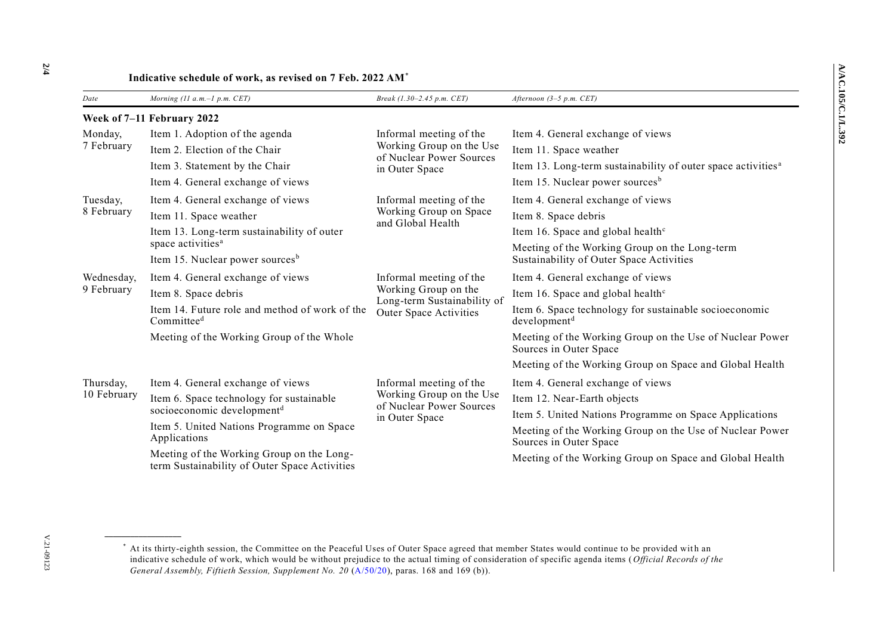**Indicative schedule of work, as revised on 7 Feb. 2022 AM***

| *Date* | *Morning (11 a.m.–1 p.m. CET)* | *Break (1.30–2.45 p.m. CET)* | *Afternoon (3–5 p.m. CET)* |
|---|---|---|---|
| **Week of 7–11 February 2022** | | | |
| Monday, 7 February | Item 1. Adoption of the agenda<br>Item 2. Election of the Chair<br>Item 3. Statement by the Chair<br>Item 4. General exchange of views | Informal meeting of the Working Group on the Use of Nuclear Power Sources in Outer Space | Item 4. General exchange of views<br>Item 11. Space weather<br>Item 13. Long-term sustainability of outer space activities[a]<br>Item 15. Nuclear power sources[b] |
| Tuesday, 8 February | Item 4. General exchange of views<br>Item 11. Space weather<br>Item 13. Long-term sustainability of outer space activities[a]<br>Item 15. Nuclear power sources[b] | Informal meeting of the Working Group on Space and Global Health | Item 4. General exchange of views<br>Item 8. Space debris<br>Item 16. Space and global health[c]<br>Meeting of the Working Group on the Long-term Sustainability of Outer Space Activities |
| Wednesday, 9 February | Item 4. General exchange of views<br>Item 8. Space debris<br>Item 14. Future role and method of work of the Committee[d]<br>Meeting of the Working Group of the Whole | Informal meeting of the Working Group on the Long-term Sustainability of Outer Space Activities | Item 4. General exchange of views<br>Item 16. Space and global health[c]<br>Item 6. Space technology for sustainable socioeconomic development[d]<br>Meeting of the Working Group on the Use of Nuclear Power Sources in Outer Space<br>Meeting of the Working Group on Space and Global Health |
| Thursday, 10 February | Item 4. General exchange of views<br>Item 6. Space technology for sustainable socioeconomic development[d]<br>Item 5. United Nations Programme on Space Applications<br>Meeting of the Working Group on the Long-term Sustainability of Outer Space Activities | Informal meeting of the Working Group on the Use of Nuclear Power Sources in Outer Space | Item 4. General exchange of views<br>Item 12. Near-Earth objects<br>Item 5. United Nations Programme on Space Applications<br>Meeting of the Working Group on the Use of Nuclear Power Sources in Outer Space<br>Meeting of the Working Group on Space and Global Health |

---

* At its thirty-eighth session, the Committee on the Peaceful Uses of Outer Space agreed that member States would continue to be provided with an indicative schedule of work, which would be without prejudice to the actual timing of consideration of specific agenda items (*Official Records of the General Assembly, Fiftieth Session, Supplement No. 20* (A/50/20), paras. 168 and 169 (b)).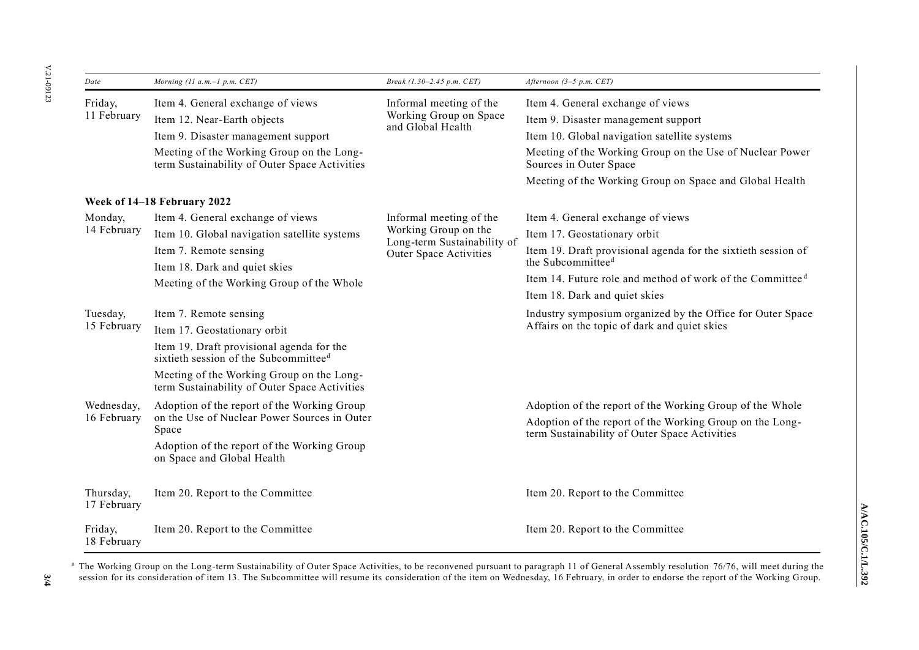| Date | Morning (11 a.m.–1 p.m. CET) | Break (1.30–2.45 p.m. CET) | Afternoon (3–5 p.m. CET) |
|---|---|---|---|
| Friday, 11 February | Item 4. General exchange of views<br>Item 12. Near-Earth objects<br>Item 9. Disaster management support<br>Meeting of the Working Group on the Long-term Sustainability of Outer Space Activities | Informal meeting of the Working Group on Space and Global Health | Item 4. General exchange of views<br>Item 9. Disaster management support<br>Item 10. Global navigation satellite systems<br>Meeting of the Working Group on the Use of Nuclear Power Sources in Outer Space<br>Meeting of the Working Group on Space and Global Health |
| **Week of 14–18 February 2022** | | | |
| Monday, 14 February | Item 4. General exchange of views<br>Item 10. Global navigation satellite systems<br>Item 7. Remote sensing<br>Item 18. Dark and quiet skies<br>Meeting of the Working Group of the Whole | Informal meeting of the Working Group on the Long-term Sustainability of Outer Space Activities | Item 4. General exchange of views<br>Item 17. Geostationary orbit<br>Item 19. Draft provisional agenda for the sixtieth session of the Subcommittee[d]<br>Item 14. Future role and method of work of the Committee[d]<br>Item 18. Dark and quiet skies |
| Tuesday, 15 February | Item 7. Remote sensing<br>Item 17. Geostationary orbit<br>Item 19. Draft provisional agenda for the sixtieth session of the Subcommittee[d]<br>Meeting of the Working Group on the Long-term Sustainability of Outer Space Activities | | Industry symposium organized by the Office for Outer Space Affairs on the topic of dark and quiet skies |
| Wednesday, 16 February | Adoption of the report of the Working Group on the Use of Nuclear Power Sources in Outer Space<br>Adoption of the report of the Working Group on Space and Global Health | | Adoption of the report of the Working Group of the Whole<br>Adoption of the report of the Working Group on the Long-term Sustainability of Outer Space Activities |
| Thursday, 17 February | Item 20. Report to the Committee | | Item 20. Report to the Committee |
| Friday, 18 February | Item 20. Report to the Committee | | Item 20. Report to the Committee |

[a] The Working Group on the Long-term Sustainability of Outer Space Activities, to be reconvened pursuant to paragraph 11 of General Assembly resolution 76/76, will meet during the session for its consideration of item 13. The Subcommittee will resume its consideration of the item on Wednesday, 16 February, in order to endorse the report of the Working Group.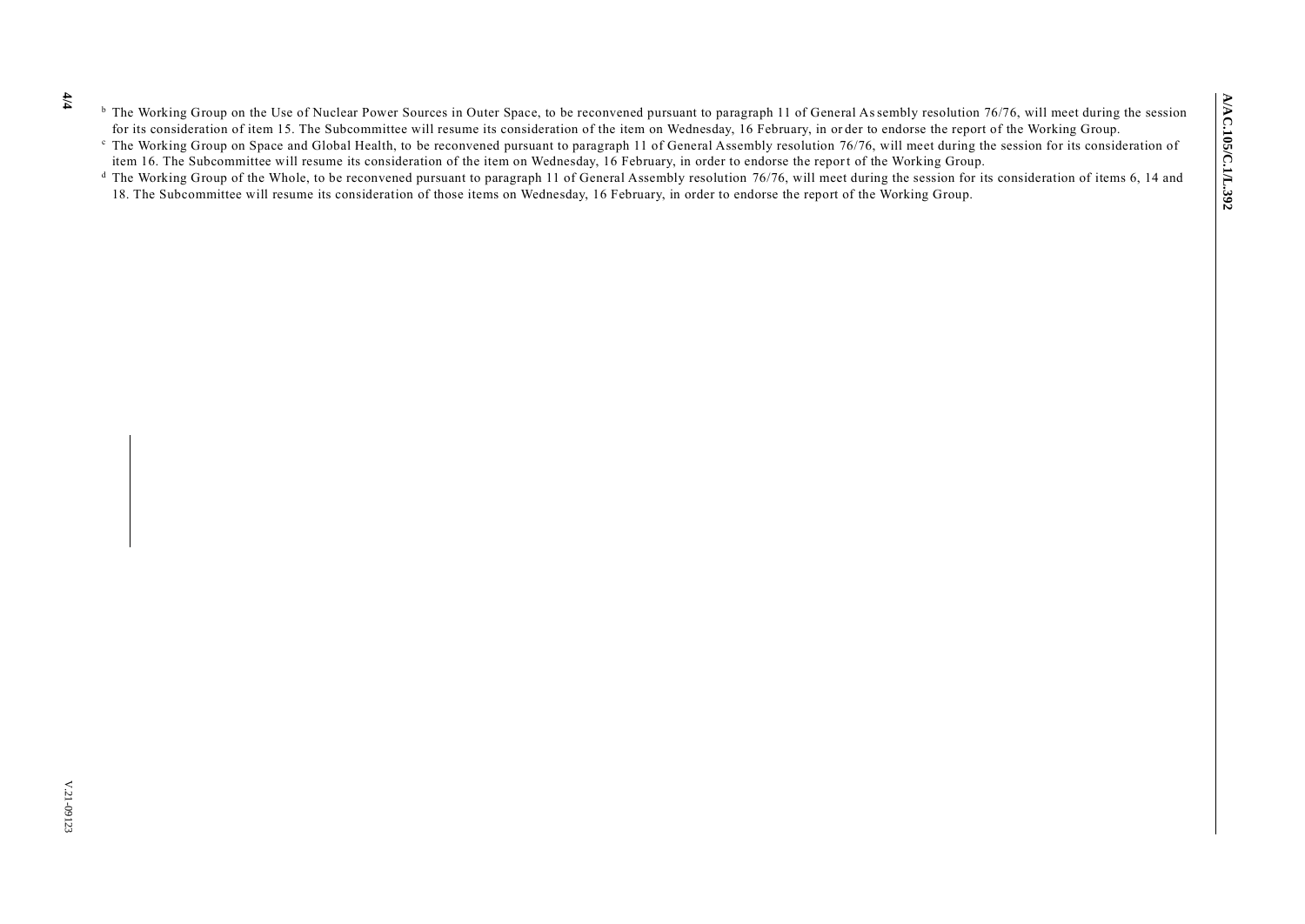[b] The Working Group on the Use of Nuclear Power Sources in Outer Space, to be reconvened pursuant to paragraph 11 of General Assembly resolution 76/76, will meet during the session for its consideration of item 15. The Subcommittee will resume its consideration of the item on Wednesday, 16 February, in order to endorse the report of the Working Group.

[c] The Working Group on Space and Global Health, to be reconvened pursuant to paragraph 11 of General Assembly resolution 76/76, will meet during the session for its consideration of item 16. The Subcommittee will resume its consideration of the item on Wednesday, 16 February, in order to endorse the report of the Working Group.

[d] The Working Group of the Whole, to be reconvened pursuant to paragraph 11 of General Assembly resolution 76/76, will meet during the session for its consideration of items 6, 14 and 18. The Subcommittee will resume its consideration of those items on Wednesday, 16 February, in order to endorse the report of the Working Group.